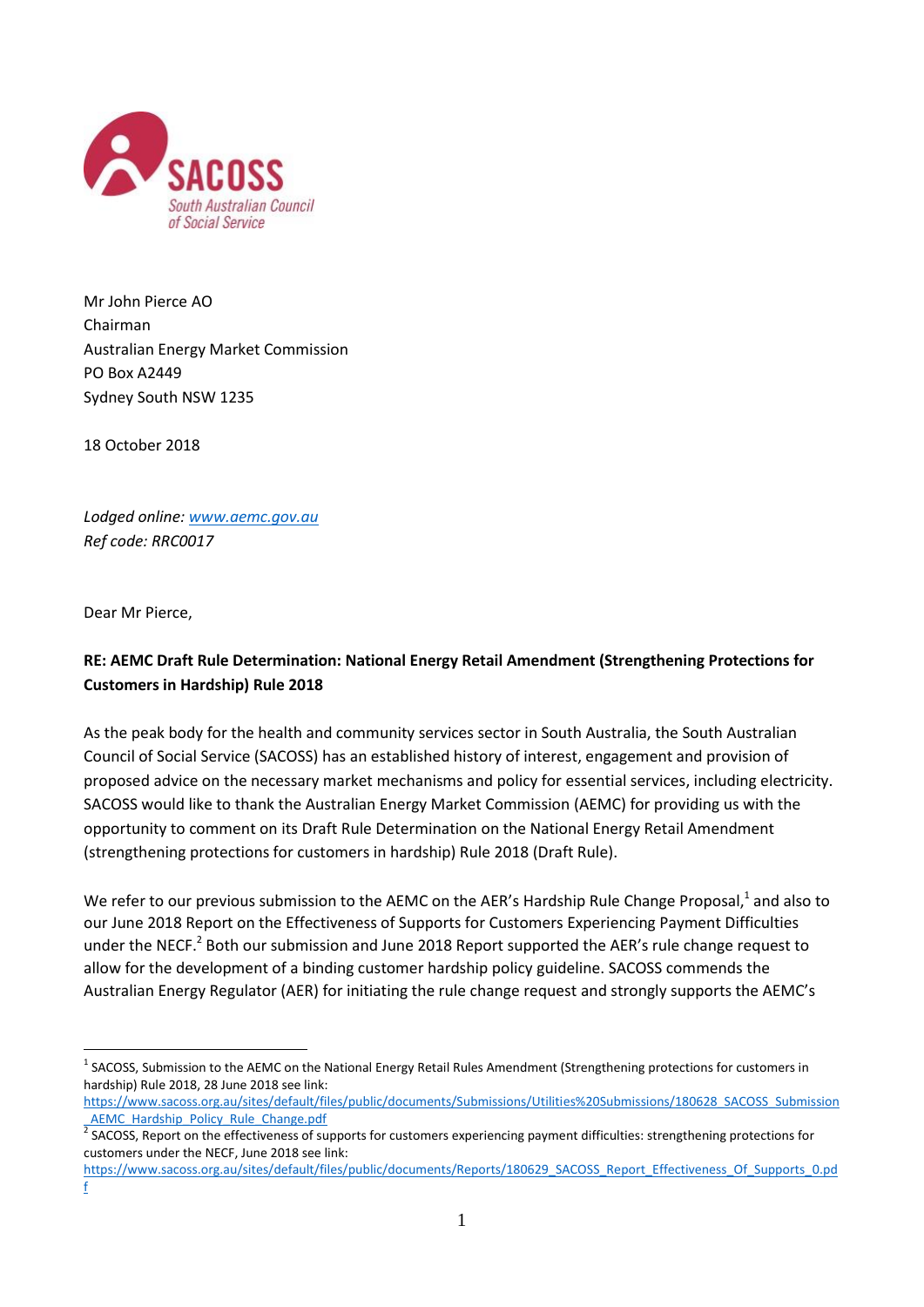SACOSS
South Australian Council of Social Service

Mr John Pierce AO
Chairman
Australian Energy Market Commission
PO Box A2449
Sydney South NSW 1235

18 October 2018

*Lodged online: [www.aemc.gov.au](www.aemc.gov.au)*
*Ref code: RRC0017*

Dear Mr Pierce,

**RE: AEMC Draft Rule Determination: National Energy Retail Amendment (Strengthening Protections for Customers in Hardship) Rule 2018**

As the peak body for the health and community services sector in South Australia, the South Australian Council of Social Service (SACOSS) has an established history of interest, engagement and provision of proposed advice on the necessary market mechanisms and policy for essential services, including electricity. SACOSS would like to thank the Australian Energy Market Commission (AEMC) for providing us with the opportunity to comment on its Draft Rule Determination on the National Energy Retail Amendment (strengthening protections for customers in hardship) Rule 2018 (Draft Rule).

We refer to our previous submission to the AEMC on the AER's Hardship Rule Change Proposal,[1] and also to our June 2018 Report on the Effectiveness of Supports for Customers Experiencing Payment Difficulties under the NECF.[2] Both our submission and June 2018 Report supported the AER's rule change request to allow for the development of a binding customer hardship policy guideline. SACOSS commends the Australian Energy Regulator (AER) for initiating the rule change request and strongly supports the AEMC's

[1] SACOSS, Submission to the AEMC on the National Energy Retail Rules Amendment (Strengthening protections for customers in hardship) Rule 2018, 28 June 2018 see link: https://www.sacoss.org.au/sites/default/files/public/documents/Submissions/Utilities%20Submissions/180628_SACOSS_Submission_AEMC_Hardship_Policy_Rule_Change.pdf

[2] SACOSS, Report on the effectiveness of supports for customers experiencing payment difficulties: strengthening protections for customers under the NECF, June 2018 see link: https://www.sacoss.org.au/sites/default/files/public/documents/Reports/180629_SACOSS_Report_Effectiveness_Of_Supports_0.pdf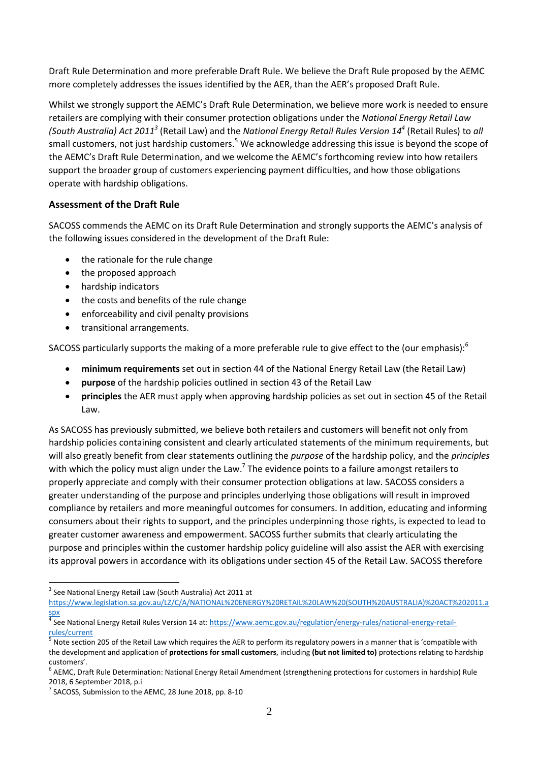Draft Rule Determination and more preferable Draft Rule. We believe the Draft Rule proposed by the AEMC more completely addresses the issues identified by the AER, than the AER's proposed Draft Rule.

Whilst we strongly support the AEMC's Draft Rule Determination, we believe more work is needed to ensure retailers are complying with their consumer protection obligations under the *National Energy Retail Law (South Australia) Act 2011*[3] (Retail Law) and the *National Energy Retail Rules Version 14*[4] (Retail Rules) to *all* small customers, not just hardship customers.[5] We acknowledge addressing this issue is beyond the scope of the AEMC's Draft Rule Determination, and we welcome the AEMC's forthcoming review into how retailers support the broader group of customers experiencing payment difficulties, and how those obligations operate with hardship obligations.

## Assessment of the Draft Rule

SACOSS commends the AEMC on its Draft Rule Determination and strongly supports the AEMC's analysis of the following issues considered in the development of the Draft Rule:

- the rationale for the rule change
- the proposed approach
- hardship indicators
- the costs and benefits of the rule change
- enforceability and civil penalty provisions
- transitional arrangements.

SACOSS particularly supports the making of a more preferable rule to give effect to the (our emphasis):[6]

- **minimum requirements** set out in section 44 of the National Energy Retail Law (the Retail Law)
- **purpose** of the hardship policies outlined in section 43 of the Retail Law
- **principles** the AER must apply when approving hardship policies as set out in section 45 of the Retail Law.

As SACOSS has previously submitted, we believe both retailers and customers will benefit not only from hardship policies containing consistent and clearly articulated statements of the minimum requirements, but will also greatly benefit from clear statements outlining the *purpose* of the hardship policy, and the *principles* with which the policy must align under the Law.[7] The evidence points to a failure amongst retailers to properly appreciate and comply with their consumer protection obligations at law. SACOSS considers a greater understanding of the purpose and principles underlying those obligations will result in improved compliance by retailers and more meaningful outcomes for consumers. In addition, educating and informing consumers about their rights to support, and the principles underpinning those rights, is expected to lead to greater customer awareness and empowerment. SACOSS further submits that clearly articulating the purpose and principles within the customer hardship policy guideline will also assist the AER with exercising its approval powers in accordance with its obligations under section 45 of the Retail Law. SACOSS therefore

---

[3] See National Energy Retail Law (South Australia) Act 2011 at https://www.legislation.sa.gov.au/LZ/C/A/NATIONAL%20ENERGY%20RETAIL%20LAW%20(SOUTH%20AUSTRALIA)%20ACT%202011.aspx

[4] See National Energy Retail Rules Version 14 at: https://www.aemc.gov.au/regulation/energy-rules/national-energy-retail-rules/current

[5] Note section 205 of the Retail Law which requires the AER to perform its regulatory powers in a manner that is 'compatible with the development and application of **protections for small customers**, including **(but not limited to)** protections relating to hardship customers'.

[6] AEMC, Draft Rule Determination: National Energy Retail Amendment (strengthening protections for customers in hardship) Rule 2018, 6 September 2018, p.i

[7] SACOSS, Submission to the AEMC, 28 June 2018, pp. 8-10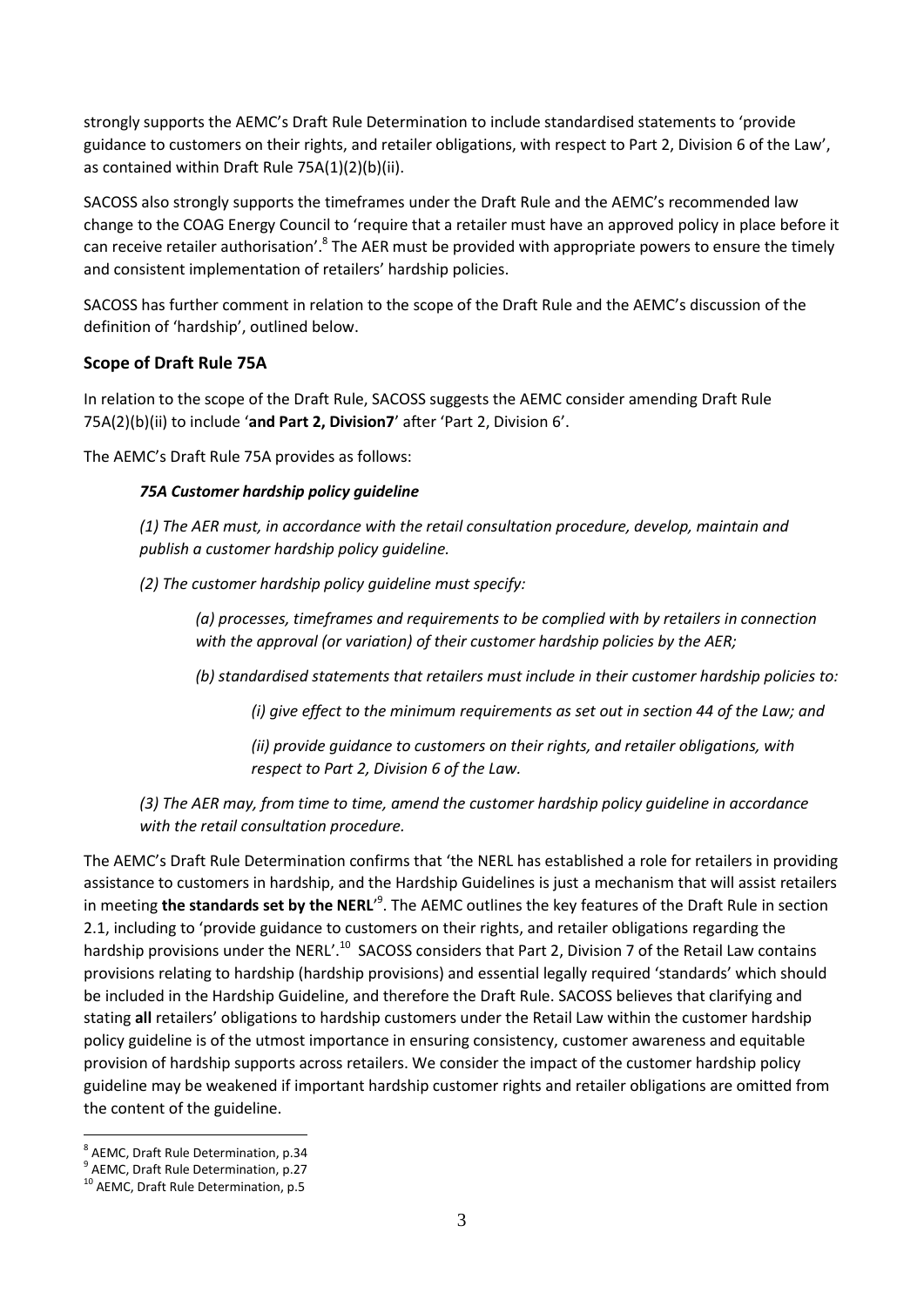strongly supports the AEMC's Draft Rule Determination to include standardised statements to 'provide guidance to customers on their rights, and retailer obligations, with respect to Part 2, Division 6 of the Law', as contained within Draft Rule 75A(1)(2)(b)(ii).

SACOSS also strongly supports the timeframes under the Draft Rule and the AEMC's recommended law change to the COAG Energy Council to 'require that a retailer must have an approved policy in place before it can receive retailer authorisation'.[8] The AER must be provided with appropriate powers to ensure the timely and consistent implementation of retailers' hardship policies.

SACOSS has further comment in relation to the scope of the Draft Rule and the AEMC's discussion of the definition of 'hardship', outlined below.

## Scope of Draft Rule 75A

In relation to the scope of the Draft Rule, SACOSS suggests the AEMC consider amending Draft Rule 75A(2)(b)(ii) to include '**and Part 2, Division7**' after 'Part 2, Division 6'.

The AEMC's Draft Rule 75A provides as follows:

> ***75A Customer hardship policy guideline***
>
> *(1) The AER must, in accordance with the retail consultation procedure, develop, maintain and publish a customer hardship policy guideline.*
>
> *(2) The customer hardship policy guideline must specify:*
>
> > *(a) processes, timeframes and requirements to be complied with by retailers in connection with the approval (or variation) of their customer hardship policies by the AER;*
> >
> > *(b) standardised statements that retailers must include in their customer hardship policies to:*
> >
> > > *(i) give effect to the minimum requirements as set out in section 44 of the Law; and*
> > >
> > > *(ii) provide guidance to customers on their rights, and retailer obligations, with respect to Part 2, Division 6 of the Law.*
>
> *(3) The AER may, from time to time, amend the customer hardship policy guideline in accordance with the retail consultation procedure.*

The AEMC's Draft Rule Determination confirms that 'the NERL has established a role for retailers in providing assistance to customers in hardship, and the Hardship Guidelines is just a mechanism that will assist retailers in meeting **the standards set by the NERL**'[9]. The AEMC outlines the key features of the Draft Rule in section 2.1, including to 'provide guidance to customers on their rights, and retailer obligations regarding the hardship provisions under the NERL'.[10] SACOSS considers that Part 2, Division 7 of the Retail Law contains provisions relating to hardship (hardship provisions) and essential legally required 'standards' which should be included in the Hardship Guideline, and therefore the Draft Rule. SACOSS believes that clarifying and stating **all** retailers' obligations to hardship customers under the Retail Law within the customer hardship policy guideline is of the utmost importance in ensuring consistency, customer awareness and equitable provision of hardship supports across retailers. We consider the impact of the customer hardship policy guideline may be weakened if important hardship customer rights and retailer obligations are omitted from the content of the guideline.

---

[8] AEMC, Draft Rule Determination, p.34

[9] AEMC, Draft Rule Determination, p.27

[10] AEMC, Draft Rule Determination, p.5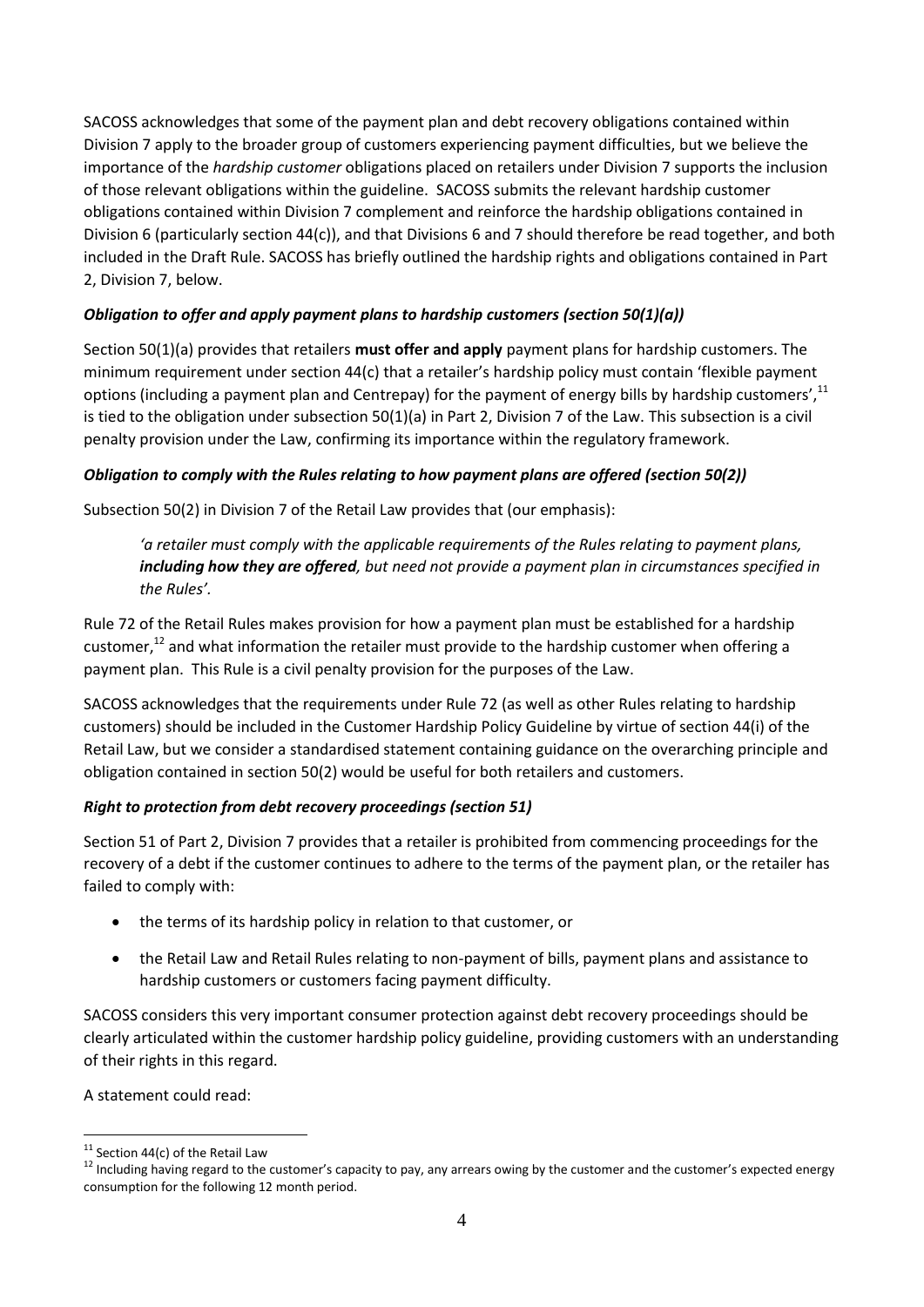SACOSS acknowledges that some of the payment plan and debt recovery obligations contained within Division 7 apply to the broader group of customers experiencing payment difficulties, but we believe the importance of the *hardship customer* obligations placed on retailers under Division 7 supports the inclusion of those relevant obligations within the guideline. SACOSS submits the relevant hardship customer obligations contained within Division 7 complement and reinforce the hardship obligations contained in Division 6 (particularly section 44(c)), and that Divisions 6 and 7 should therefore be read together, and both included in the Draft Rule. SACOSS has briefly outlined the hardship rights and obligations contained in Part 2, Division 7, below.

### *Obligation to offer and apply payment plans to hardship customers (section 50(1)(a))*

Section 50(1)(a) provides that retailers **must offer and apply** payment plans for hardship customers. The minimum requirement under section 44(c) that a retailer's hardship policy must contain 'flexible payment options (including a payment plan and Centrepay) for the payment of energy bills by hardship customers',[11] is tied to the obligation under subsection 50(1)(a) in Part 2, Division 7 of the Law. This subsection is a civil penalty provision under the Law, confirming its importance within the regulatory framework.

### *Obligation to comply with the Rules relating to how payment plans are offered (section 50(2))*

Subsection 50(2) in Division 7 of the Retail Law provides that (our emphasis):

> *'a retailer must comply with the applicable requirements of the Rules relating to payment plans, **including how they are offered**, but need not provide a payment plan in circumstances specified in the Rules'.*

Rule 72 of the Retail Rules makes provision for how a payment plan must be established for a hardship customer,[12] and what information the retailer must provide to the hardship customer when offering a payment plan. This Rule is a civil penalty provision for the purposes of the Law.

SACOSS acknowledges that the requirements under Rule 72 (as well as other Rules relating to hardship customers) should be included in the Customer Hardship Policy Guideline by virtue of section 44(i) of the Retail Law, but we consider a standardised statement containing guidance on the overarching principle and obligation contained in section 50(2) would be useful for both retailers and customers.

### *Right to protection from debt recovery proceedings (section 51)*

Section 51 of Part 2, Division 7 provides that a retailer is prohibited from commencing proceedings for the recovery of a debt if the customer continues to adhere to the terms of the payment plan, or the retailer has failed to comply with:

- the terms of its hardship policy in relation to that customer, or
- the Retail Law and Retail Rules relating to non-payment of bills, payment plans and assistance to hardship customers or customers facing payment difficulty.

SACOSS considers this very important consumer protection against debt recovery proceedings should be clearly articulated within the customer hardship policy guideline, providing customers with an understanding of their rights in this regard.

A statement could read:

---

[11] Section 44(c) of the Retail Law

[12] Including having regard to the customer's capacity to pay, any arrears owing by the customer and the customer's expected energy consumption for the following 12 month period.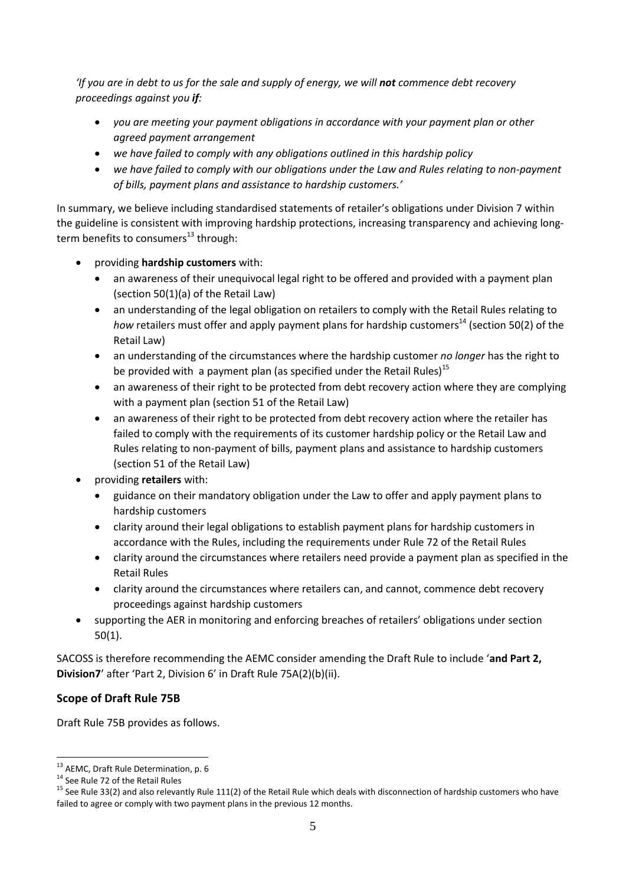*'If you are in debt to us for the sale and supply of energy, we will **not** commence debt recovery proceedings against you **if**:*

- *you are meeting your payment obligations in accordance with your payment plan or other agreed payment arrangement*
- *we have failed to comply with any obligations outlined in this hardship policy*
- *we have failed to comply with our obligations under the Law and Rules relating to non-payment of bills, payment plans and assistance to hardship customers.'*

In summary, we believe including standardised statements of retailer's obligations under Division 7 within the guideline is consistent with improving hardship protections, increasing transparency and achieving long-term benefits to consumers[13] through:

- providing **hardship customers** with:
  - an awareness of their unequivocal legal right to be offered and provided with a payment plan (section 50(1)(a) of the Retail Law)
  - an understanding of the legal obligation on retailers to comply with the Retail Rules relating to *how* retailers must offer and apply payment plans for hardship customers[14] (section 50(2) of the Retail Law)
  - an understanding of the circumstances where the hardship customer *no longer* has the right to be provided with a payment plan (as specified under the Retail Rules)[15]
  - an awareness of their right to be protected from debt recovery action where they are complying with a payment plan (section 51 of the Retail Law)
  - an awareness of their right to be protected from debt recovery action where the retailer has failed to comply with the requirements of its customer hardship policy or the Retail Law and Rules relating to non-payment of bills, payment plans and assistance to hardship customers (section 51 of the Retail Law)
- providing **retailers** with:
  - guidance on their mandatory obligation under the Law to offer and apply payment plans to hardship customers
  - clarity around their legal obligations to establish payment plans for hardship customers in accordance with the Rules, including the requirements under Rule 72 of the Retail Rules
  - clarity around the circumstances where retailers need provide a payment plan as specified in the Retail Rules
  - clarity around the circumstances where retailers can, and cannot, commence debt recovery proceedings against hardship customers
- supporting the AER in monitoring and enforcing breaches of retailers' obligations under section 50(1).

SACOSS is therefore recommending the AEMC consider amending the Draft Rule to include '**and Part 2, Division7**' after 'Part 2, Division 6' in Draft Rule 75A(2)(b)(ii).

## Scope of Draft Rule 75B

Draft Rule 75B provides as follows.

---

[13] AEMC, Draft Rule Determination, p. 6

[14] See Rule 72 of the Retail Rules

[15] See Rule 33(2) and also relevantly Rule 111(2) of the Retail Rule which deals with disconnection of hardship customers who have failed to agree or comply with two payment plans in the previous 12 months.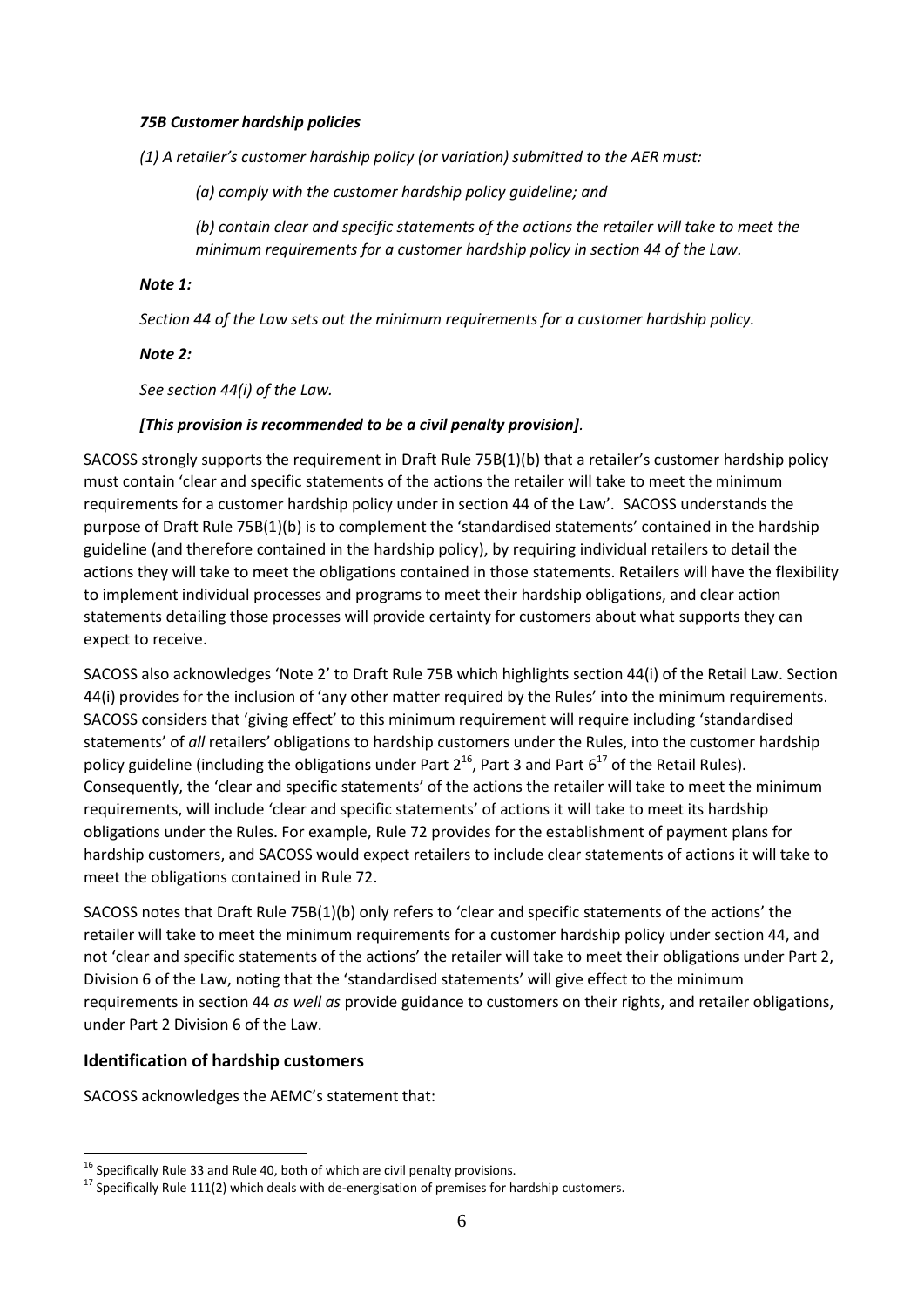***75B Customer hardship policies***

*(1) A retailer's customer hardship policy (or variation) submitted to the AER must:*

*(a) comply with the customer hardship policy guideline; and*

*(b) contain clear and specific statements of the actions the retailer will take to meet the minimum requirements for a customer hardship policy in section 44 of the Law.*

***Note 1:***

*Section 44 of the Law sets out the minimum requirements for a customer hardship policy.*

***Note 2:***

*See section 44(i) of the Law.*

***[This provision is recommended to be a civil penalty provision]****.*

SACOSS strongly supports the requirement in Draft Rule 75B(1)(b) that a retailer's customer hardship policy must contain 'clear and specific statements of the actions the retailer will take to meet the minimum requirements for a customer hardship policy under in section 44 of the Law'. SACOSS understands the purpose of Draft Rule 75B(1)(b) is to complement the 'standardised statements' contained in the hardship guideline (and therefore contained in the hardship policy), by requiring individual retailers to detail the actions they will take to meet the obligations contained in those statements. Retailers will have the flexibility to implement individual processes and programs to meet their hardship obligations, and clear action statements detailing those processes will provide certainty for customers about what supports they can expect to receive.

SACOSS also acknowledges 'Note 2' to Draft Rule 75B which highlights section 44(i) of the Retail Law. Section 44(i) provides for the inclusion of 'any other matter required by the Rules' into the minimum requirements. SACOSS considers that 'giving effect' to this minimum requirement will require including 'standardised statements' of *all* retailers' obligations to hardship customers under the Rules, into the customer hardship policy guideline (including the obligations under Part 2[16], Part 3 and Part 6[17] of the Retail Rules). Consequently, the 'clear and specific statements' of the actions the retailer will take to meet the minimum requirements, will include 'clear and specific statements' of actions it will take to meet its hardship obligations under the Rules. For example, Rule 72 provides for the establishment of payment plans for hardship customers, and SACOSS would expect retailers to include clear statements of actions it will take to meet the obligations contained in Rule 72.

SACOSS notes that Draft Rule 75B(1)(b) only refers to 'clear and specific statements of the actions' the retailer will take to meet the minimum requirements for a customer hardship policy under section 44, and not 'clear and specific statements of the actions' the retailer will take to meet their obligations under Part 2, Division 6 of the Law, noting that the 'standardised statements' will give effect to the minimum requirements in section 44 *as well as* provide guidance to customers on their rights, and retailer obligations, under Part 2 Division 6 of the Law.

## Identification of hardship customers

SACOSS acknowledges the AEMC's statement that:

[16] Specifically Rule 33 and Rule 40, both of which are civil penalty provisions.

[17] Specifically Rule 111(2) which deals with de-energisation of premises for hardship customers.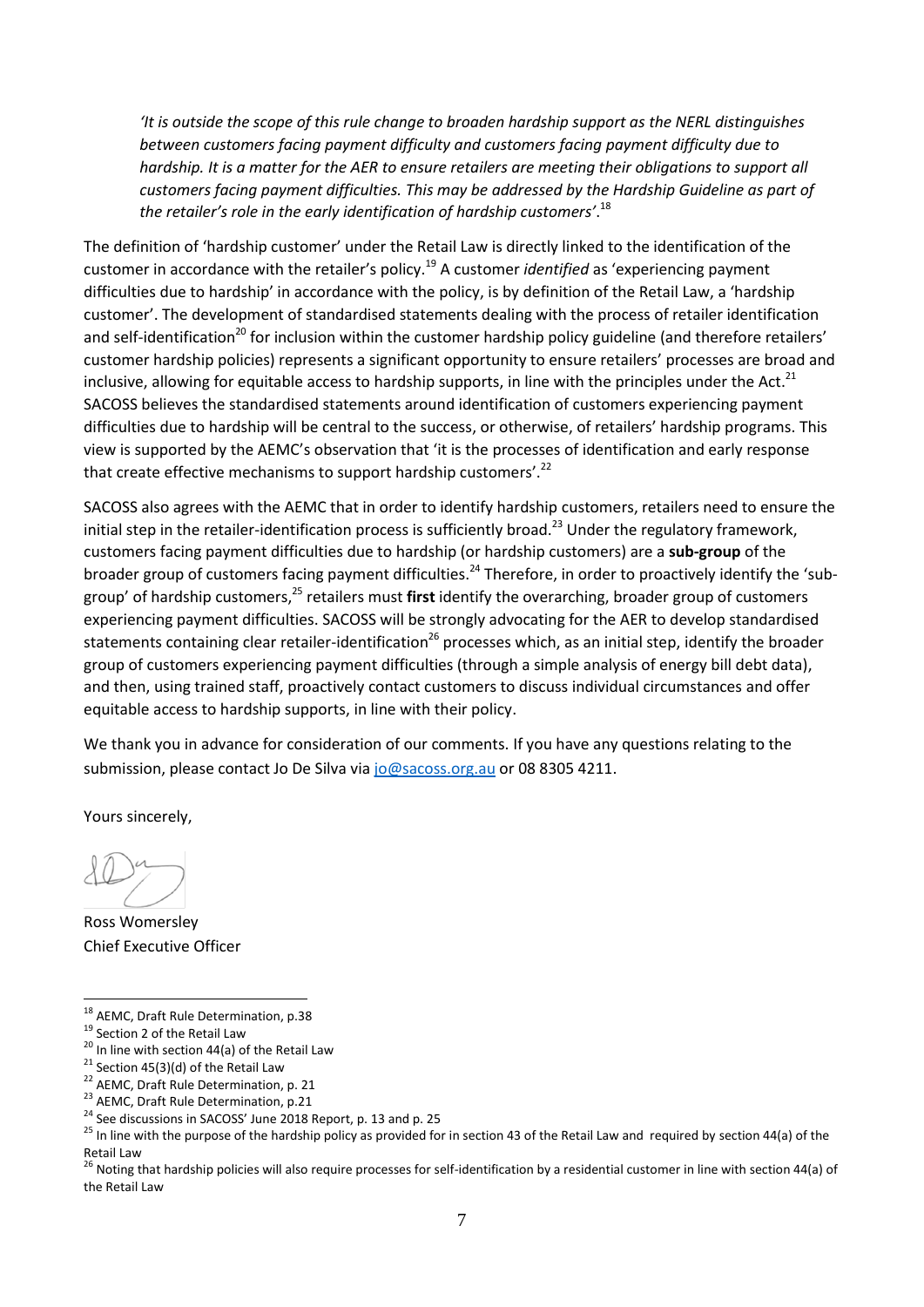*'It is outside the scope of this rule change to broaden hardship support as the NERL distinguishes between customers facing payment difficulty and customers facing payment difficulty due to hardship. It is a matter for the AER to ensure retailers are meeting their obligations to support all customers facing payment difficulties. This may be addressed by the Hardship Guideline as part of the retailer's role in the early identification of hardship customers'*.[18]

The definition of 'hardship customer' under the Retail Law is directly linked to the identification of the customer in accordance with the retailer's policy.[19] A customer *identified* as 'experiencing payment difficulties due to hardship' in accordance with the policy, is by definition of the Retail Law, a 'hardship customer'. The development of standardised statements dealing with the process of retailer identification and self-identification[20] for inclusion within the customer hardship policy guideline (and therefore retailers' customer hardship policies) represents a significant opportunity to ensure retailers' processes are broad and inclusive, allowing for equitable access to hardship supports, in line with the principles under the Act.[21] SACOSS believes the standardised statements around identification of customers experiencing payment difficulties due to hardship will be central to the success, or otherwise, of retailers' hardship programs. This view is supported by the AEMC's observation that 'it is the processes of identification and early response that create effective mechanisms to support hardship customers'.[22]

SACOSS also agrees with the AEMC that in order to identify hardship customers, retailers need to ensure the initial step in the retailer-identification process is sufficiently broad.[23] Under the regulatory framework, customers facing payment difficulties due to hardship (or hardship customers) are a **sub-group** of the broader group of customers facing payment difficulties.[24] Therefore, in order to proactively identify the 'sub-group' of hardship customers,[25] retailers must **first** identify the overarching, broader group of customers experiencing payment difficulties. SACOSS will be strongly advocating for the AER to develop standardised statements containing clear retailer-identification[26] processes which, as an initial step, identify the broader group of customers experiencing payment difficulties (through a simple analysis of energy bill debt data), and then, using trained staff, proactively contact customers to discuss individual circumstances and offer equitable access to hardship supports, in line with their policy.

We thank you in advance for consideration of our comments. If you have any questions relating to the submission, please contact Jo De Silva via jo@sacoss.org.au or 08 8305 4211.

Yours sincerely,

Ross Womersley
Chief Executive Officer

---

[18] AEMC, Draft Rule Determination, p.38
[19] Section 2 of the Retail Law
[20] In line with section 44(a) of the Retail Law
[21] Section 45(3)(d) of the Retail Law
[22] AEMC, Draft Rule Determination, p. 21
[23] AEMC, Draft Rule Determination, p.21
[24] See discussions in SACOSS' June 2018 Report, p. 13 and p. 25
[25] In line with the purpose of the hardship policy as provided for in section 43 of the Retail Law and required by section 44(a) of the Retail Law
[26] Noting that hardship policies will also require processes for self-identification by a residential customer in line with section 44(a) of the Retail Law